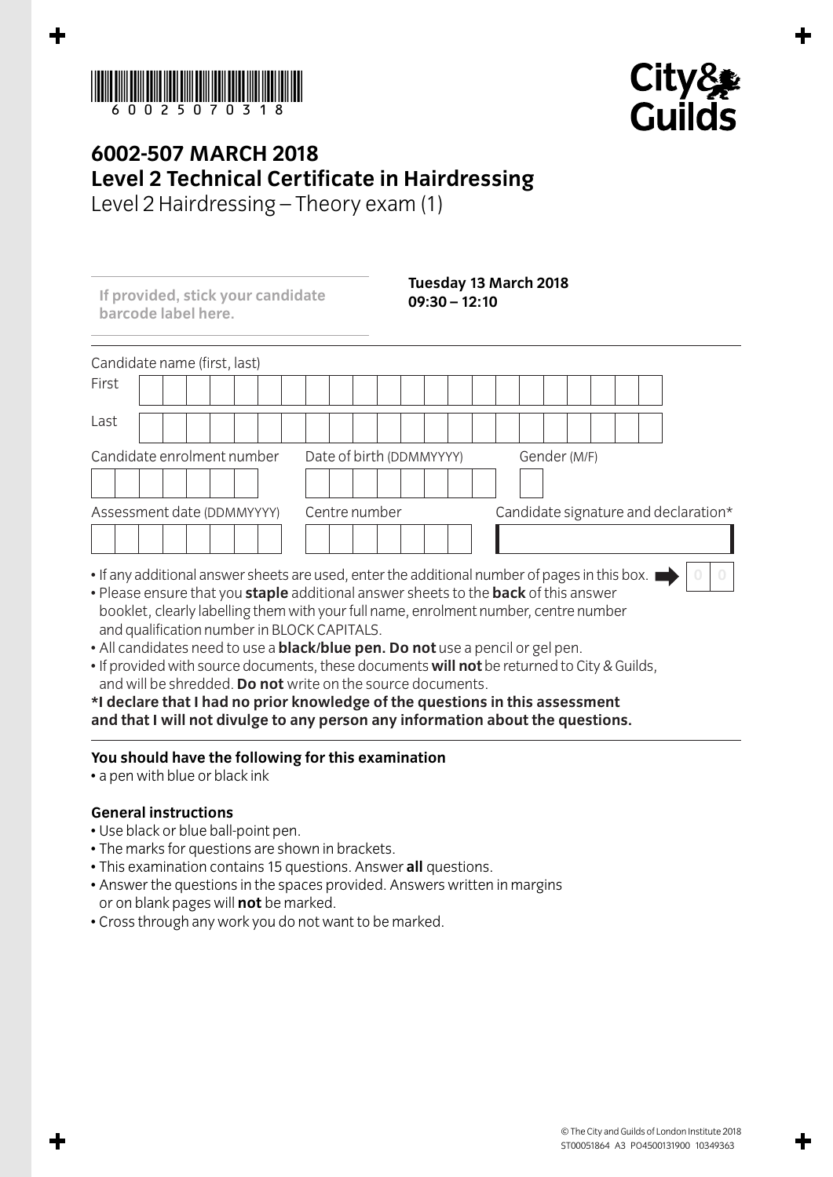6002507 0318

City & Guilds

# 6002-507 MARCH 2018
# Level 2 Technical Certificate in Hairdressing

Level 2 Hairdressing – Theory exam (1)

**If provided, stick your candidate barcode label here.**

**Tuesday 13 March 2018**
**09:30 – 12:10**

Candidate name (first, last)

First

Last

Candidate enrolment number | Date of birth (DDMMYYYY) | Gender (M/F)

Assessment date (DDMMYYYY) | Centre number | Candidate signature and declaration*

- If any additional answer sheets are used, enter the additional number of pages in this box.
- Please ensure that you **staple** additional answer sheets to the **back** of this answer booklet, clearly labelling them with your full name, enrolment number, centre number and qualification number in BLOCK CAPITALS.
- All candidates need to use a **black/blue pen. Do not** use a pencil or gel pen.
- If provided with source documents, these documents **will not** be returned to City & Guilds, and will be shredded. **Do not** write on the source documents.

**\*I declare that I had no prior knowledge of the questions in this assessment and that I will not divulge to any person any information about the questions.**

**You should have the following for this examination**

- a pen with blue or black ink

**General instructions**

- Use black or blue ball-point pen.
- The marks for questions are shown in brackets.
- This examination contains 15 questions. Answer **all** questions.
- Answer the questions in the spaces provided. Answers written in margins or on blank pages will **not** be marked.
- Cross through any work you do not want to be marked.

© The City and Guilds of London Institute 2018
ST00051864 A3 PO4500131900 10349363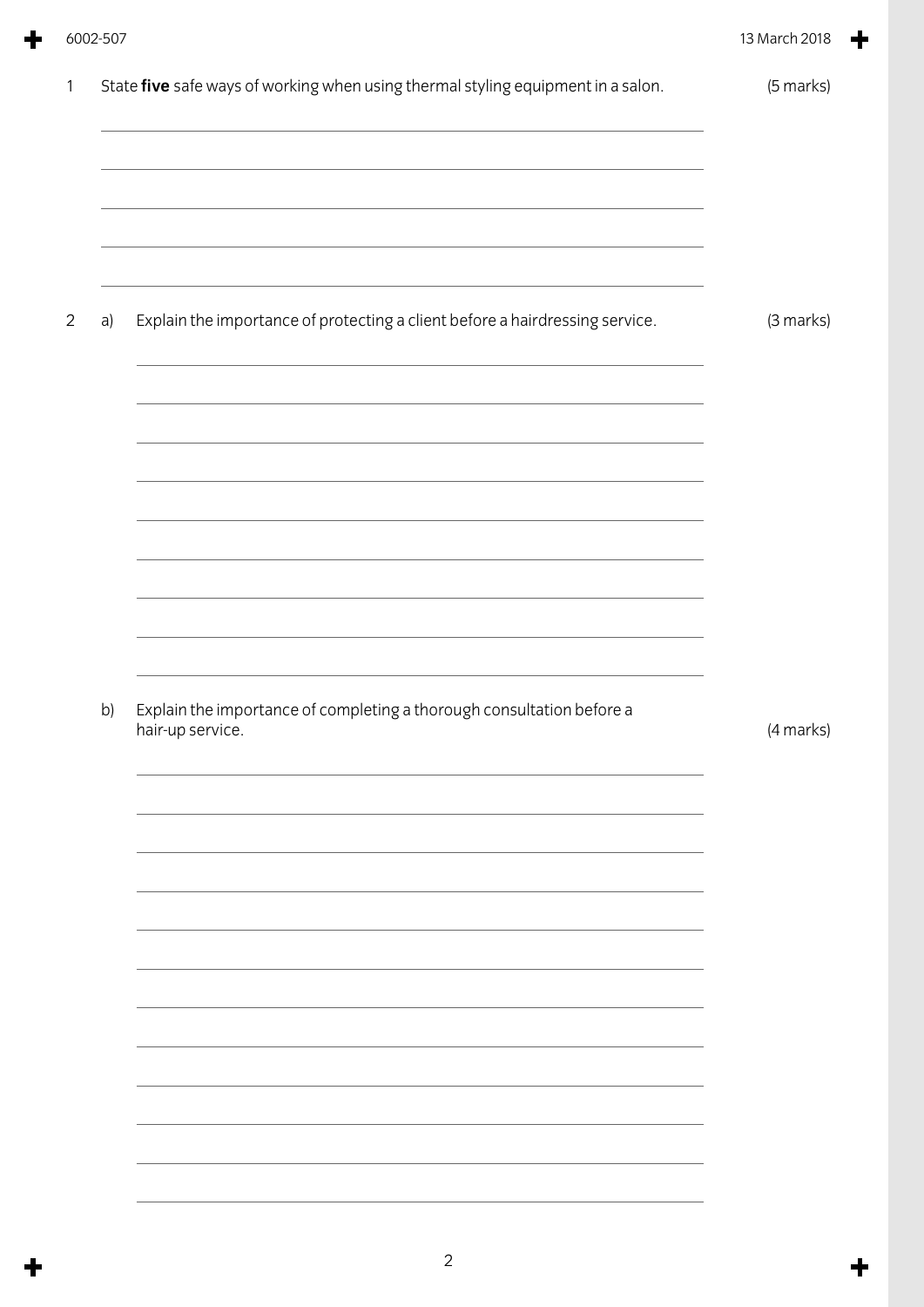1 State **five** safe ways of working when using thermal styling equipment in a salon. (5 marks)

2 a) Explain the importance of protecting a client before a hairdressing service. (3 marks)

b) Explain the importance of completing a thorough consultation before a hair-up service. (4 marks)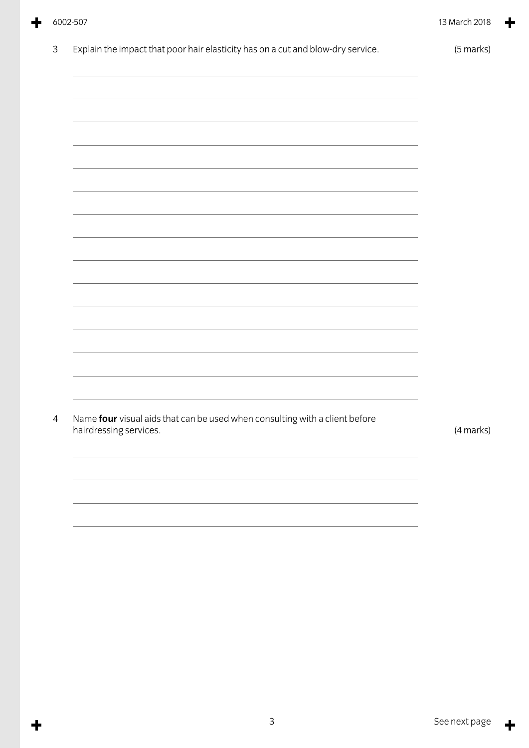3 Explain the impact that poor hair elasticity has on a cut and blow-dry service. (5 marks)

4 Name **four** visual aids that can be used when consulting with a client before hairdressing services. (4 marks)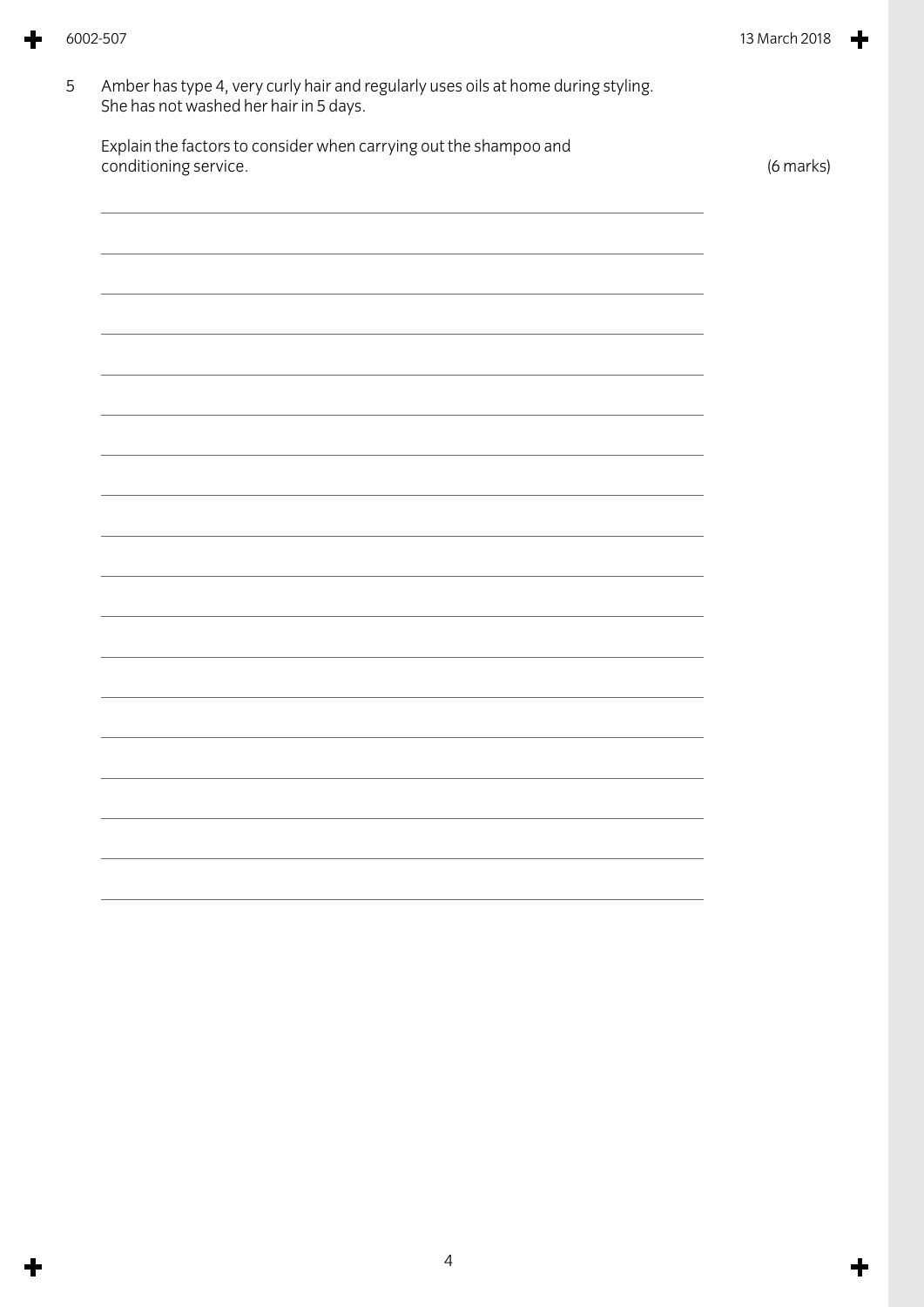5 Amber has type 4, very curly hair and regularly uses oils at home during styling. She has not washed her hair in 5 days.

Explain the factors to consider when carrying out the shampoo and conditioning service. (6 marks)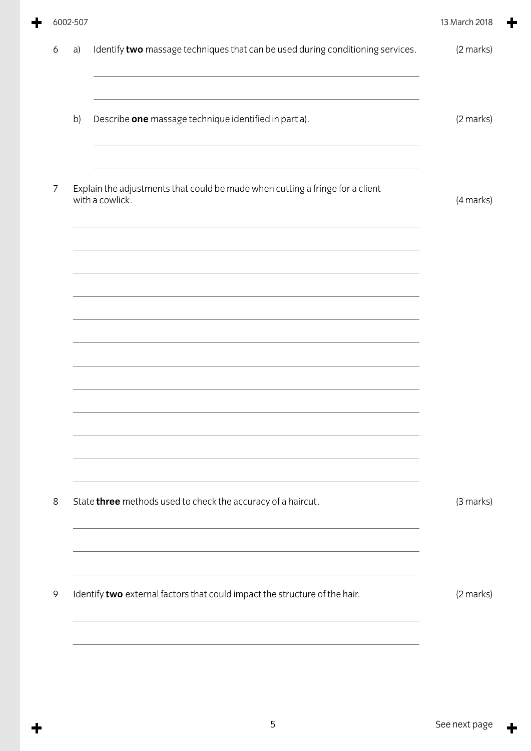6 a) Identify **two** massage techniques that can be used during conditioning services. (2 marks)

b) Describe **one** massage technique identified in part a). (2 marks)

7 Explain the adjustments that could be made when cutting a fringe for a client with a cowlick. (4 marks)

8 State **three** methods used to check the accuracy of a haircut. (3 marks)

9 Identify **two** external factors that could impact the structure of the hair. (2 marks)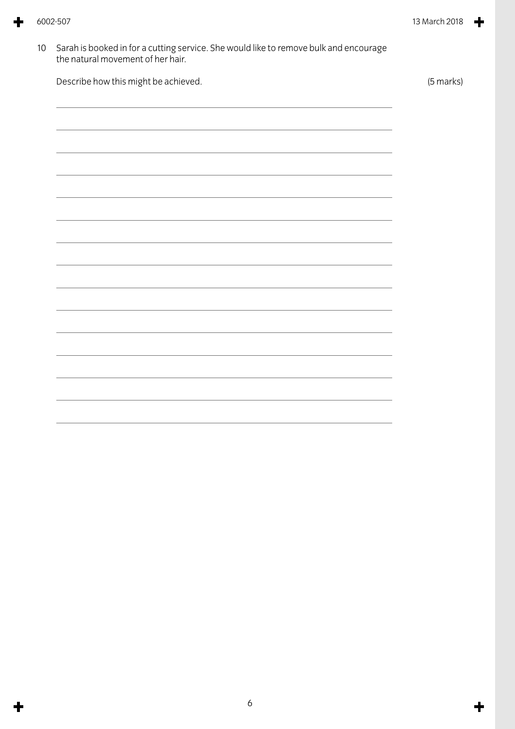10 Sarah is booked in for a cutting service. She would like to remove bulk and encourage the natural movement of her hair.

Describe how this might be achieved. (5 marks)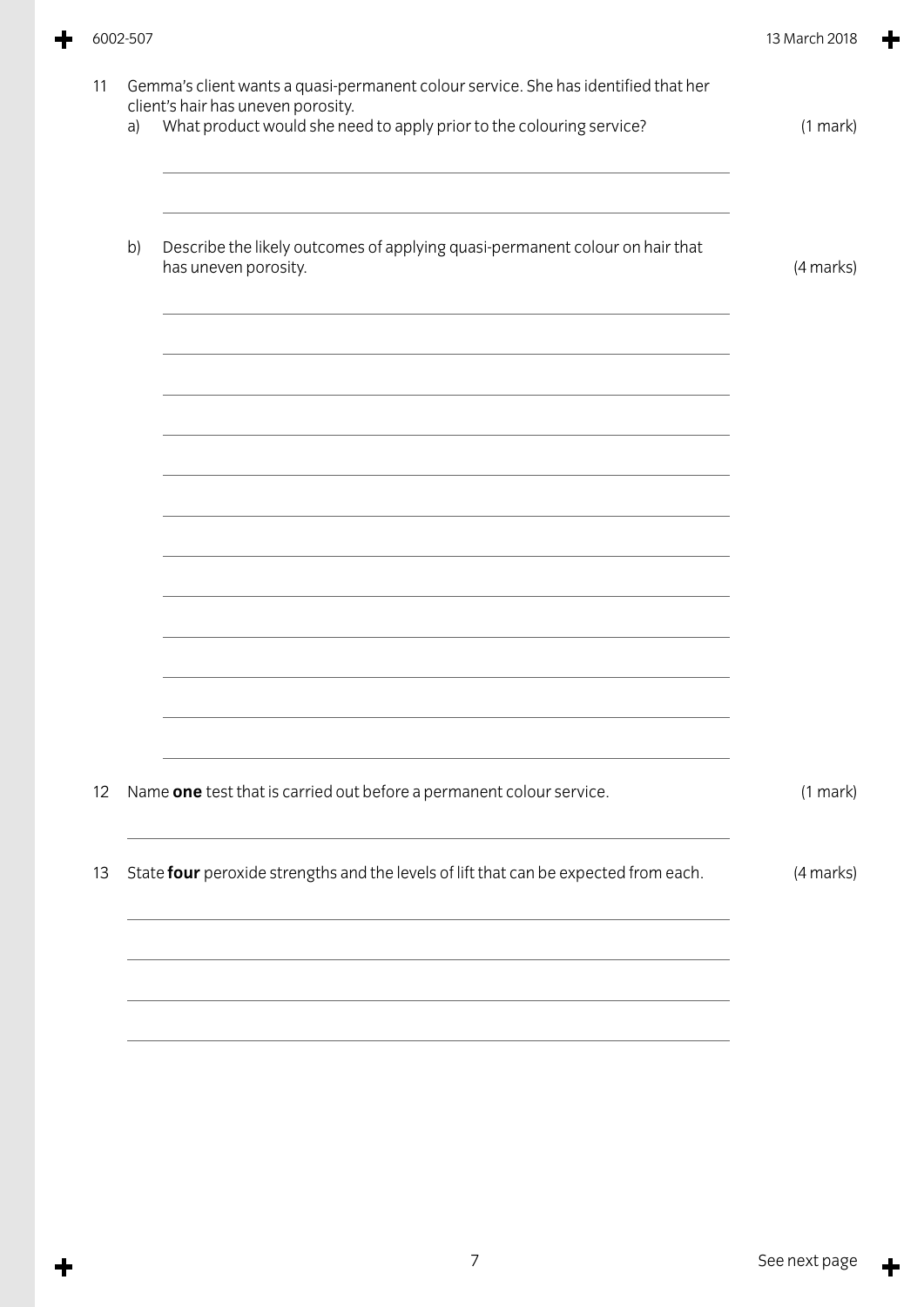11 Gemma's client wants a quasi-permanent colour service. She has identified that her client's hair has uneven porosity.

a) What product would she need to apply prior to the colouring service? (1 mark)

b) Describe the likely outcomes of applying quasi-permanent colour on hair that has uneven porosity. (4 marks)

12 Name **one** test that is carried out before a permanent colour service. (1 mark)

13 State **four** peroxide strengths and the levels of lift that can be expected from each. (4 marks)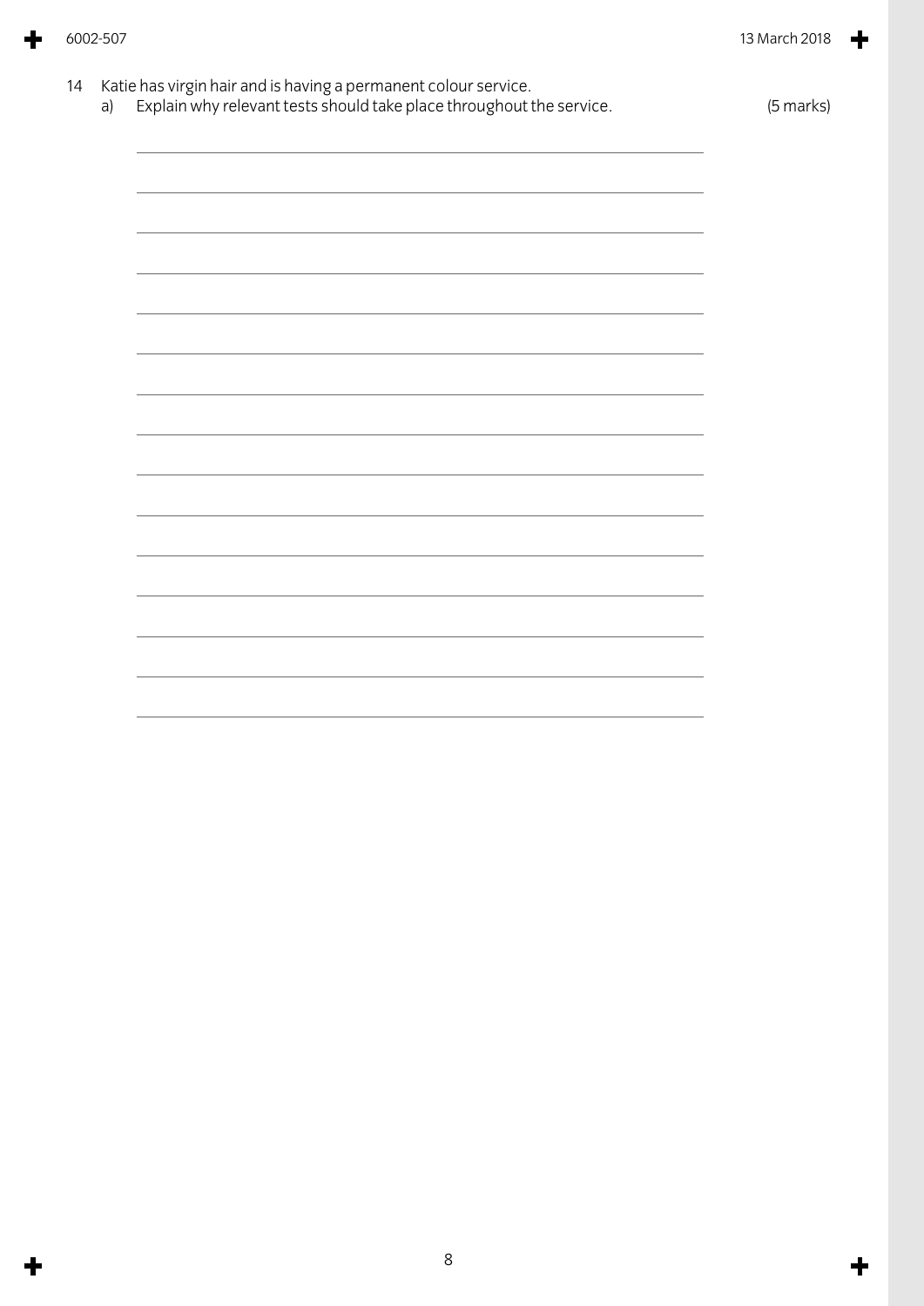14 Katie has virgin hair and is having a permanent colour service.

a) Explain why relevant tests should take place throughout the service. (5 marks)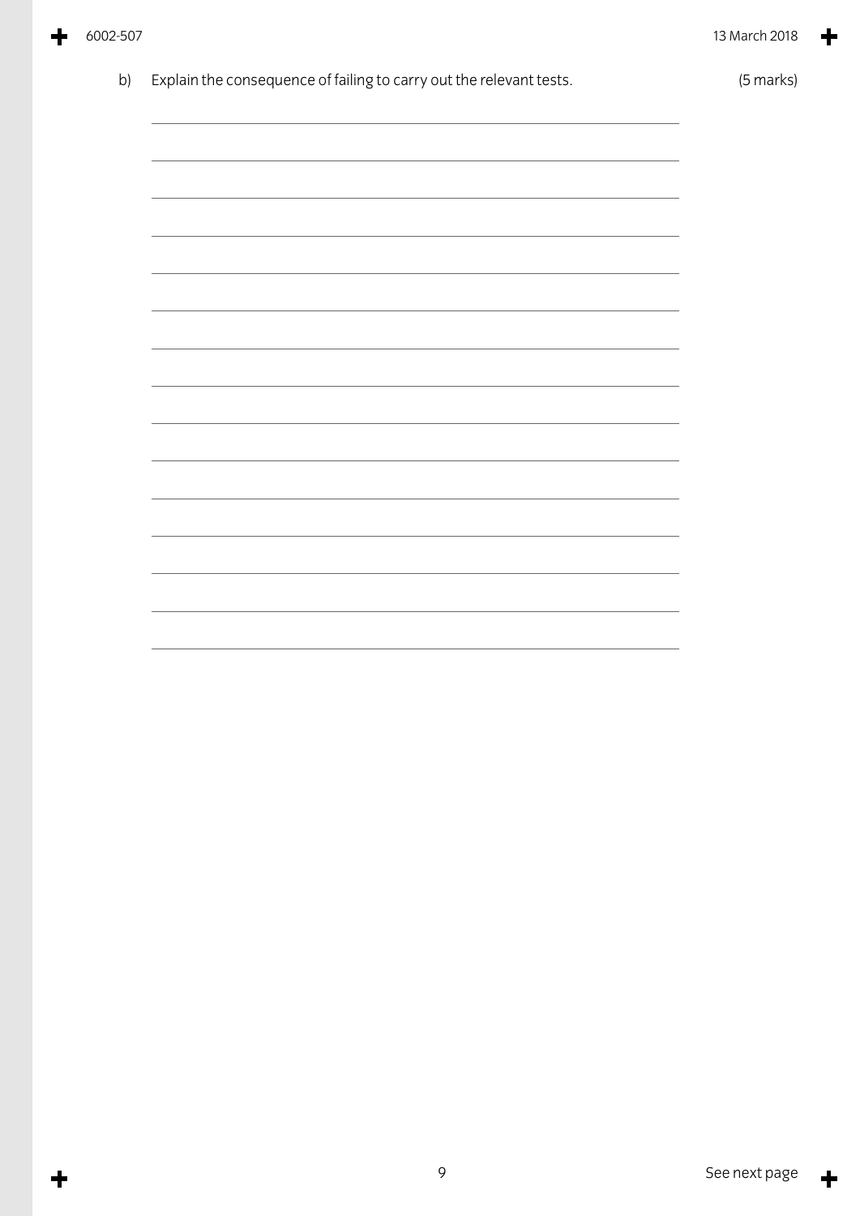b) Explain the consequence of failing to carry out the relevant tests. (5 marks)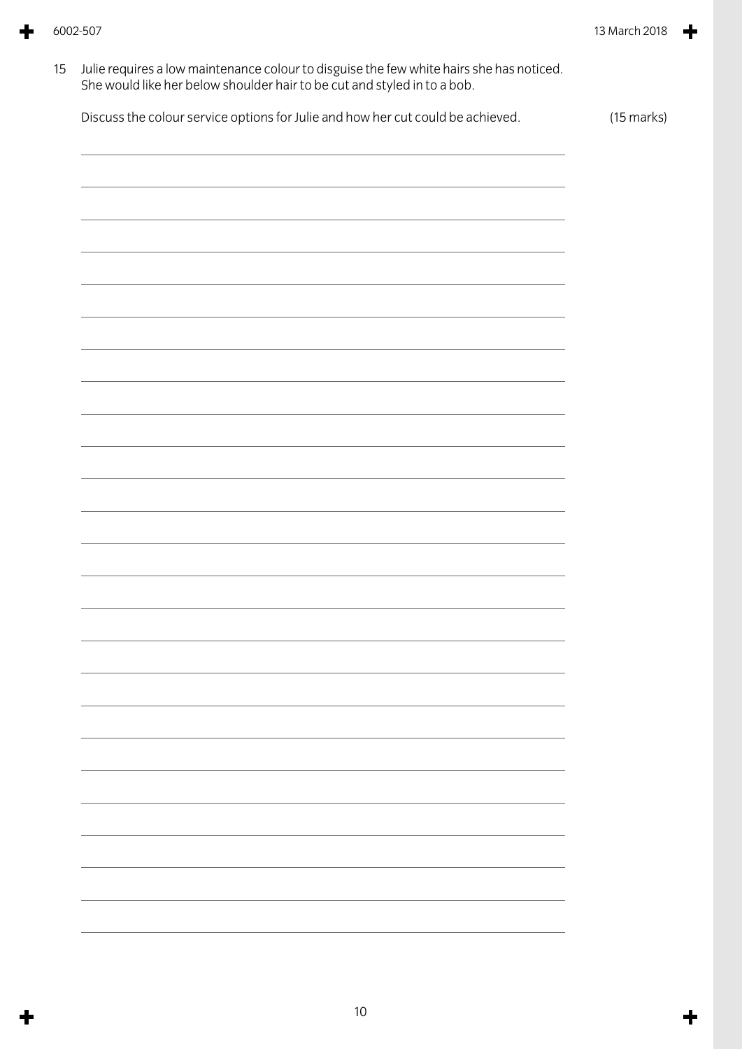15 Julie requires a low maintenance colour to disguise the few white hairs she has noticed. She would like her below shoulder hair to be cut and styled in to a bob.

Discuss the colour service options for Julie and how her cut could be achieved. (15 marks)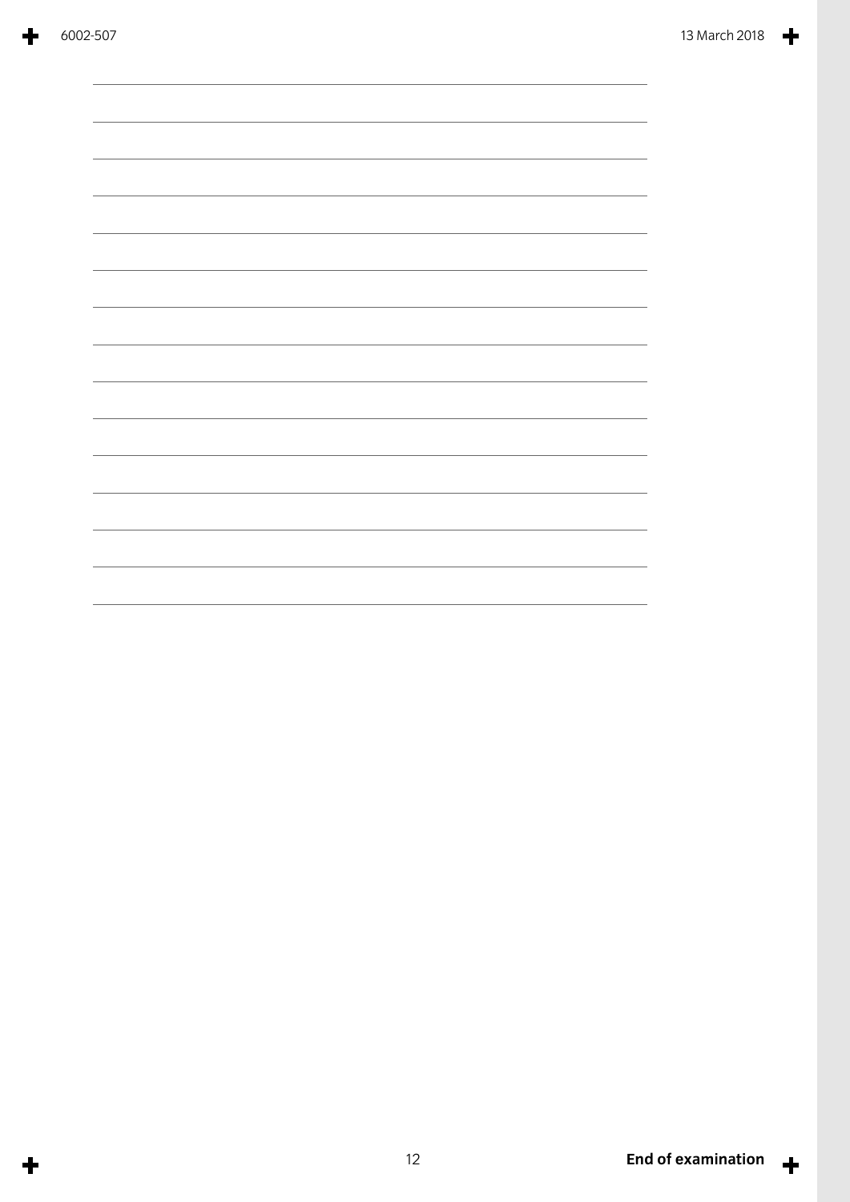**End of examination**